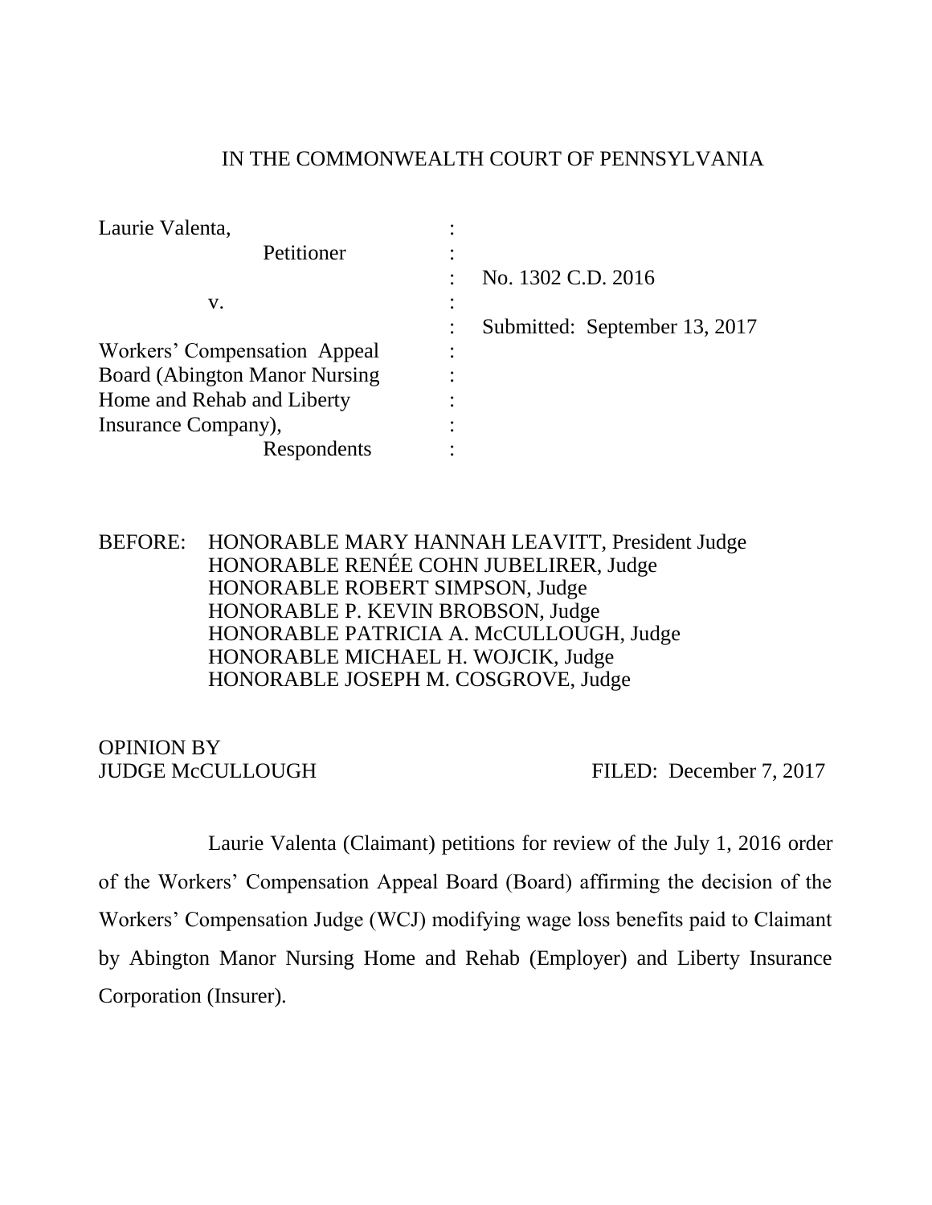# IN THE COMMONWEALTH COURT OF PENNSYLVANIA

| | | |
|---|---|---|
| Laurie Valenta, | : | |
| Petitioner | : | |
| | : | No. 1302 C.D. 2016 |
| v. | : | |
| | : | Submitted: September 13, 2017 |
| Workers' Compensation Appeal | : | |
| Board (Abington Manor Nursing | : | |
| Home and Rehab and Liberty | : | |
| Insurance Company), | : | |
| Respondents | : | |

BEFORE: HONORABLE MARY HANNAH LEAVITT, President Judge
HONORABLE RENÉE COHN JUBELIRER, Judge
HONORABLE ROBERT SIMPSON, Judge
HONORABLE P. KEVIN BROBSON, Judge
HONORABLE PATRICIA A. McCULLOUGH, Judge
HONORABLE MICHAEL H. WOJCIK, Judge
HONORABLE JOSEPH M. COSGROVE, Judge

OPINION BY
JUDGE McCULLOUGH FILED: December 7, 2017

Laurie Valenta (Claimant) petitions for review of the July 1, 2016 order of the Workers' Compensation Appeal Board (Board) affirming the decision of the Workers' Compensation Judge (WCJ) modifying wage loss benefits paid to Claimant by Abington Manor Nursing Home and Rehab (Employer) and Liberty Insurance Corporation (Insurer).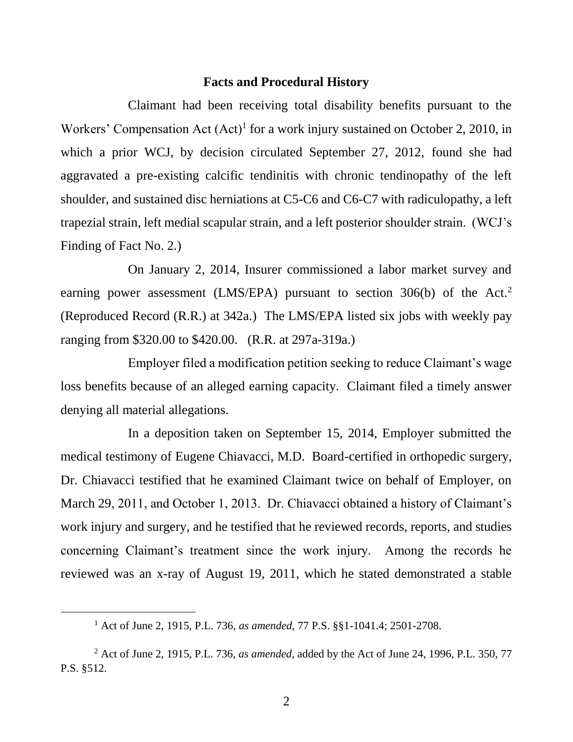**Facts and Procedural History**

Claimant had been receiving total disability benefits pursuant to the Workers' Compensation Act (Act)[1] for a work injury sustained on October 2, 2010, in which a prior WCJ, by decision circulated September 27, 2012, found she had aggravated a pre-existing calcific tendinitis with chronic tendinopathy of the left shoulder, and sustained disc herniations at C5-C6 and C6-C7 with radiculopathy, a left trapezial strain, left medial scapular strain, and a left posterior shoulder strain. (WCJ's Finding of Fact No. 2.)

On January 2, 2014, Insurer commissioned a labor market survey and earning power assessment (LMS/EPA) pursuant to section 306(b) of the Act.[2] (Reproduced Record (R.R.) at 342a.) The LMS/EPA listed six jobs with weekly pay ranging from $320.00 to $420.00. (R.R. at 297a-319a.)

Employer filed a modification petition seeking to reduce Claimant's wage loss benefits because of an alleged earning capacity. Claimant filed a timely answer denying all material allegations.

In a deposition taken on September 15, 2014, Employer submitted the medical testimony of Eugene Chiavacci, M.D. Board-certified in orthopedic surgery, Dr. Chiavacci testified that he examined Claimant twice on behalf of Employer, on March 29, 2011, and October 1, 2013. Dr. Chiavacci obtained a history of Claimant's work injury and surgery, and he testified that he reviewed records, reports, and studies concerning Claimant's treatment since the work injury. Among the records he reviewed was an x-ray of August 19, 2011, which he stated demonstrated a stable

---

[1] Act of June 2, 1915, P.L. 736, *as amended*, 77 P.S. §§1-1041.4; 2501-2708.

[2] Act of June 2, 1915, P.L. 736, *as amended*, added by the Act of June 24, 1996, P.L. 350, 77 P.S. §512.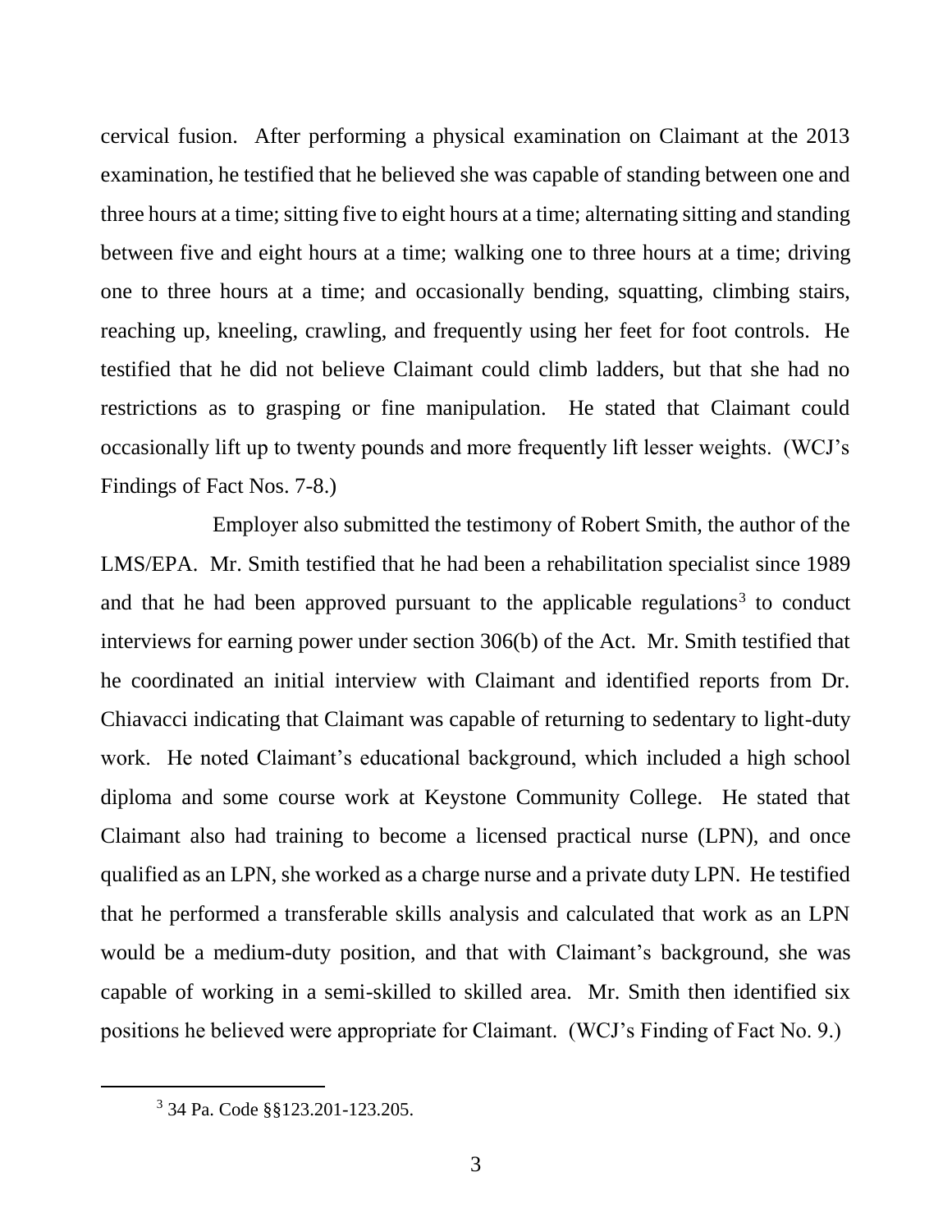cervical fusion. After performing a physical examination on Claimant at the 2013 examination, he testified that he believed she was capable of standing between one and three hours at a time; sitting five to eight hours at a time; alternating sitting and standing between five and eight hours at a time; walking one to three hours at a time; driving one to three hours at a time; and occasionally bending, squatting, climbing stairs, reaching up, kneeling, crawling, and frequently using her feet for foot controls. He testified that he did not believe Claimant could climb ladders, but that she had no restrictions as to grasping or fine manipulation. He stated that Claimant could occasionally lift up to twenty pounds and more frequently lift lesser weights. (WCJ's Findings of Fact Nos. 7-8.)

Employer also submitted the testimony of Robert Smith, the author of the LMS/EPA. Mr. Smith testified that he had been a rehabilitation specialist since 1989 and that he had been approved pursuant to the applicable regulations[3] to conduct interviews for earning power under section 306(b) of the Act. Mr. Smith testified that he coordinated an initial interview with Claimant and identified reports from Dr. Chiavacci indicating that Claimant was capable of returning to sedentary to light-duty work. He noted Claimant's educational background, which included a high school diploma and some course work at Keystone Community College. He stated that Claimant also had training to become a licensed practical nurse (LPN), and once qualified as an LPN, she worked as a charge nurse and a private duty LPN. He testified that he performed a transferable skills analysis and calculated that work as an LPN would be a medium-duty position, and that with Claimant's background, she was capable of working in a semi-skilled to skilled area. Mr. Smith then identified six positions he believed were appropriate for Claimant. (WCJ's Finding of Fact No. 9.)

[3] 34 Pa. Code §§123.201-123.205.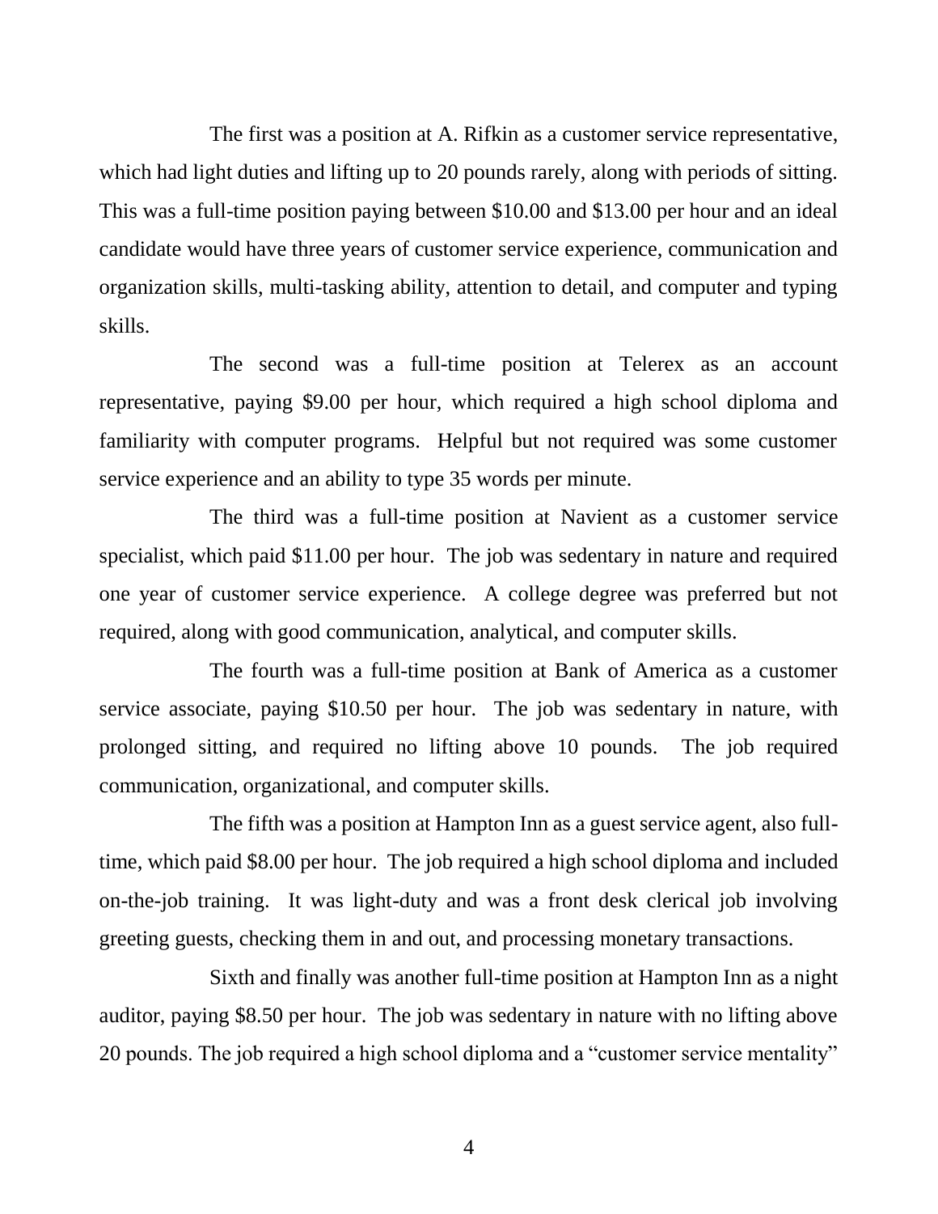The first was a position at A. Rifkin as a customer service representative, which had light duties and lifting up to 20 pounds rarely, along with periods of sitting. This was a full-time position paying between $10.00 and $13.00 per hour and an ideal candidate would have three years of customer service experience, communication and organization skills, multi-tasking ability, attention to detail, and computer and typing skills.

The second was a full-time position at Telerex as an account representative, paying $9.00 per hour, which required a high school diploma and familiarity with computer programs. Helpful but not required was some customer service experience and an ability to type 35 words per minute.

The third was a full-time position at Navient as a customer service specialist, which paid $11.00 per hour. The job was sedentary in nature and required one year of customer service experience. A college degree was preferred but not required, along with good communication, analytical, and computer skills.

The fourth was a full-time position at Bank of America as a customer service associate, paying $10.50 per hour. The job was sedentary in nature, with prolonged sitting, and required no lifting above 10 pounds. The job required communication, organizational, and computer skills.

The fifth was a position at Hampton Inn as a guest service agent, also full-time, which paid $8.00 per hour. The job required a high school diploma and included on-the-job training. It was light-duty and was a front desk clerical job involving greeting guests, checking them in and out, and processing monetary transactions.

Sixth and finally was another full-time position at Hampton Inn as a night auditor, paying $8.50 per hour. The job was sedentary in nature with no lifting above 20 pounds. The job required a high school diploma and a "customer service mentality"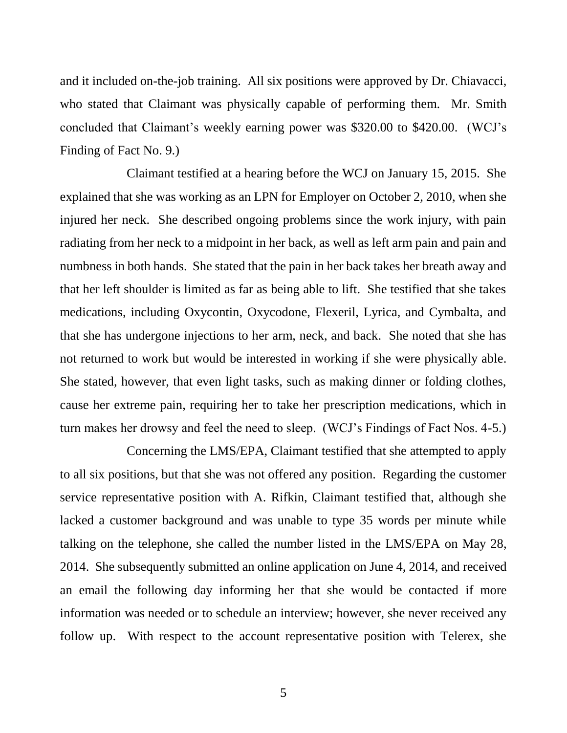and it included on-the-job training. All six positions were approved by Dr. Chiavacci, who stated that Claimant was physically capable of performing them. Mr. Smith concluded that Claimant's weekly earning power was $320.00 to $420.00. (WCJ's Finding of Fact No. 9.)

Claimant testified at a hearing before the WCJ on January 15, 2015. She explained that she was working as an LPN for Employer on October 2, 2010, when she injured her neck. She described ongoing problems since the work injury, with pain radiating from her neck to a midpoint in her back, as well as left arm pain and pain and numbness in both hands. She stated that the pain in her back takes her breath away and that her left shoulder is limited as far as being able to lift. She testified that she takes medications, including Oxycontin, Oxycodone, Flexeril, Lyrica, and Cymbalta, and that she has undergone injections to her arm, neck, and back. She noted that she has not returned to work but would be interested in working if she were physically able. She stated, however, that even light tasks, such as making dinner or folding clothes, cause her extreme pain, requiring her to take her prescription medications, which in turn makes her drowsy and feel the need to sleep. (WCJ's Findings of Fact Nos. 4-5.)

Concerning the LMS/EPA, Claimant testified that she attempted to apply to all six positions, but that she was not offered any position. Regarding the customer service representative position with A. Rifkin, Claimant testified that, although she lacked a customer background and was unable to type 35 words per minute while talking on the telephone, she called the number listed in the LMS/EPA on May 28, 2014. She subsequently submitted an online application on June 4, 2014, and received an email the following day informing her that she would be contacted if more information was needed or to schedule an interview; however, she never received any follow up. With respect to the account representative position with Telerex, she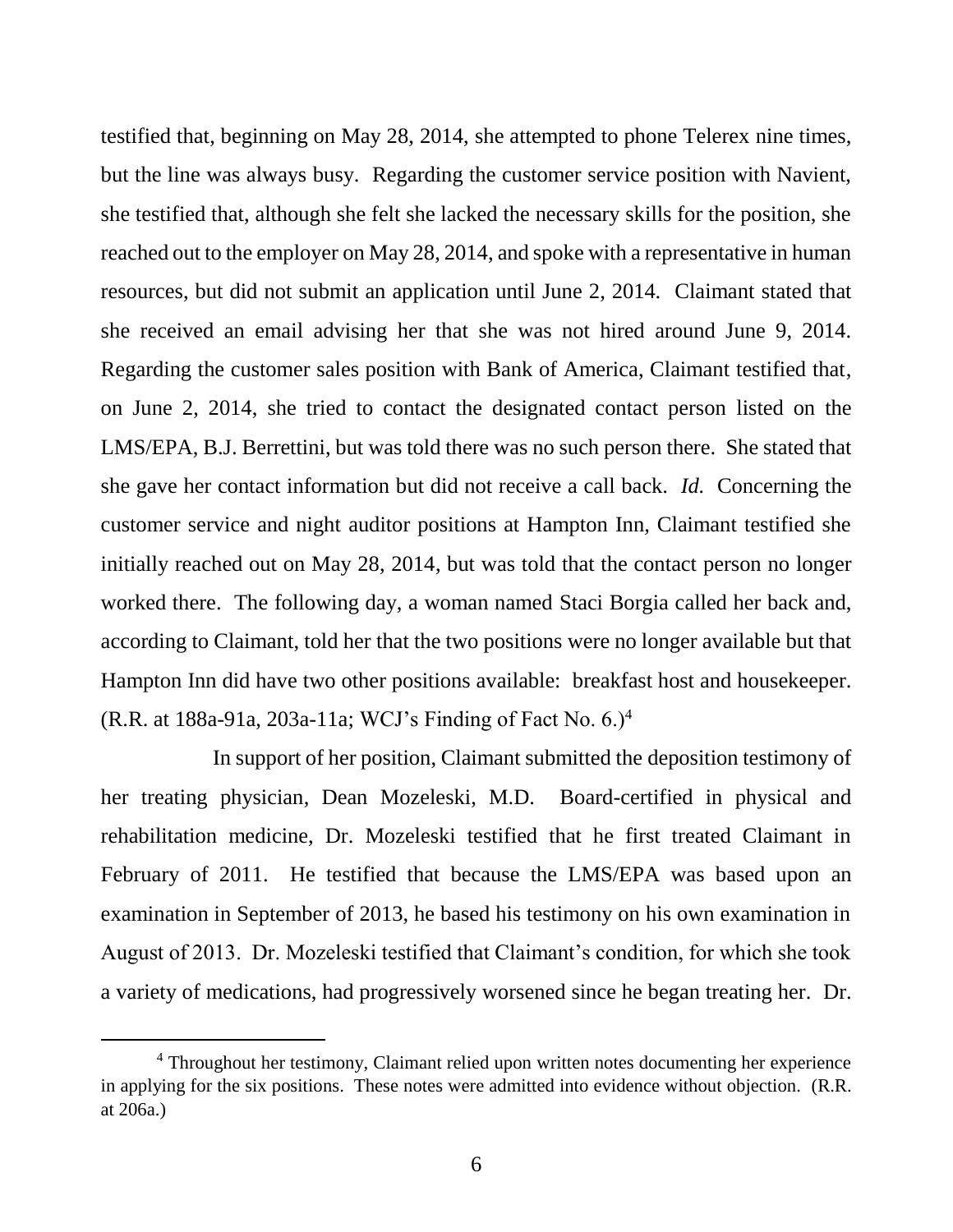testified that, beginning on May 28, 2014, she attempted to phone Telerex nine times, but the line was always busy. Regarding the customer service position with Navient, she testified that, although she felt she lacked the necessary skills for the position, she reached out to the employer on May 28, 2014, and spoke with a representative in human resources, but did not submit an application until June 2, 2014. Claimant stated that she received an email advising her that she was not hired around June 9, 2014. Regarding the customer sales position with Bank of America, Claimant testified that, on June 2, 2014, she tried to contact the designated contact person listed on the LMS/EPA, B.J. Berrettini, but was told there was no such person there. She stated that she gave her contact information but did not receive a call back. *Id.* Concerning the customer service and night auditor positions at Hampton Inn, Claimant testified she initially reached out on May 28, 2014, but was told that the contact person no longer worked there. The following day, a woman named Staci Borgia called her back and, according to Claimant, told her that the two positions were no longer available but that Hampton Inn did have two other positions available: breakfast host and housekeeper. (R.R. at 188a-91a, 203a-11a; WCJ's Finding of Fact No. 6.)[4]

In support of her position, Claimant submitted the deposition testimony of her treating physician, Dean Mozeleski, M.D. Board-certified in physical and rehabilitation medicine, Dr. Mozeleski testified that he first treated Claimant in February of 2011. He testified that because the LMS/EPA was based upon an examination in September of 2013, he based his testimony on his own examination in August of 2013. Dr. Mozeleski testified that Claimant's condition, for which she took a variety of medications, had progressively worsened since he began treating her. Dr.

[4] Throughout her testimony, Claimant relied upon written notes documenting her experience in applying for the six positions. These notes were admitted into evidence without objection. (R.R. at 206a.)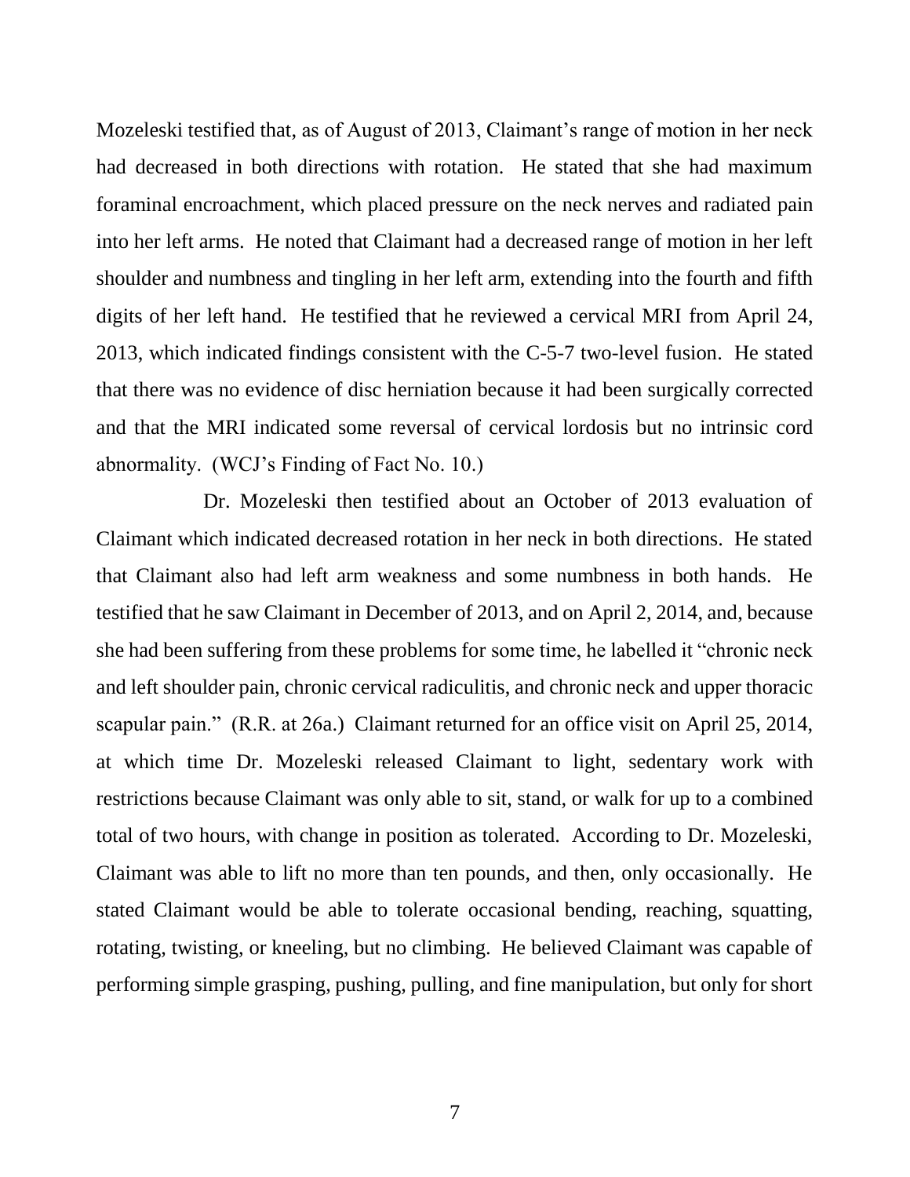Mozeleski testified that, as of August of 2013, Claimant's range of motion in her neck had decreased in both directions with rotation. He stated that she had maximum foraminal encroachment, which placed pressure on the neck nerves and radiated pain into her left arms. He noted that Claimant had a decreased range of motion in her left shoulder and numbness and tingling in her left arm, extending into the fourth and fifth digits of her left hand. He testified that he reviewed a cervical MRI from April 24, 2013, which indicated findings consistent with the C-5-7 two-level fusion. He stated that there was no evidence of disc herniation because it had been surgically corrected and that the MRI indicated some reversal of cervical lordosis but no intrinsic cord abnormality. (WCJ's Finding of Fact No. 10.)

Dr. Mozeleski then testified about an October of 2013 evaluation of Claimant which indicated decreased rotation in her neck in both directions. He stated that Claimant also had left arm weakness and some numbness in both hands. He testified that he saw Claimant in December of 2013, and on April 2, 2014, and, because she had been suffering from these problems for some time, he labelled it "chronic neck and left shoulder pain, chronic cervical radiculitis, and chronic neck and upper thoracic scapular pain." (R.R. at 26a.) Claimant returned for an office visit on April 25, 2014, at which time Dr. Mozeleski released Claimant to light, sedentary work with restrictions because Claimant was only able to sit, stand, or walk for up to a combined total of two hours, with change in position as tolerated. According to Dr. Mozeleski, Claimant was able to lift no more than ten pounds, and then, only occasionally. He stated Claimant would be able to tolerate occasional bending, reaching, squatting, rotating, twisting, or kneeling, but no climbing. He believed Claimant was capable of performing simple grasping, pushing, pulling, and fine manipulation, but only for short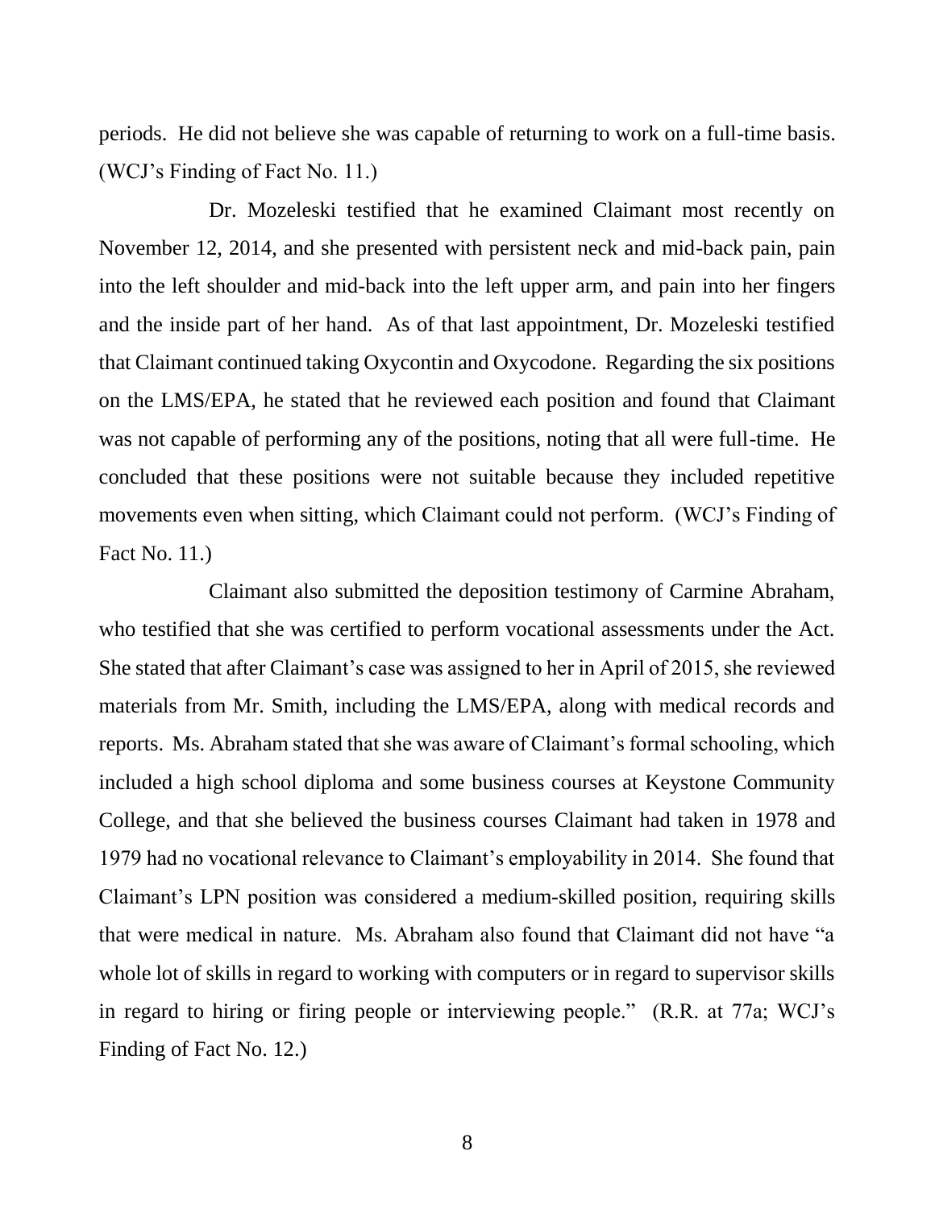periods. He did not believe she was capable of returning to work on a full-time basis. (WCJ's Finding of Fact No. 11.)

Dr. Mozeleski testified that he examined Claimant most recently on November 12, 2014, and she presented with persistent neck and mid-back pain, pain into the left shoulder and mid-back into the left upper arm, and pain into her fingers and the inside part of her hand. As of that last appointment, Dr. Mozeleski testified that Claimant continued taking Oxycontin and Oxycodone. Regarding the six positions on the LMS/EPA, he stated that he reviewed each position and found that Claimant was not capable of performing any of the positions, noting that all were full-time. He concluded that these positions were not suitable because they included repetitive movements even when sitting, which Claimant could not perform. (WCJ's Finding of Fact No. 11.)

Claimant also submitted the deposition testimony of Carmine Abraham, who testified that she was certified to perform vocational assessments under the Act. She stated that after Claimant's case was assigned to her in April of 2015, she reviewed materials from Mr. Smith, including the LMS/EPA, along with medical records and reports. Ms. Abraham stated that she was aware of Claimant's formal schooling, which included a high school diploma and some business courses at Keystone Community College, and that she believed the business courses Claimant had taken in 1978 and 1979 had no vocational relevance to Claimant's employability in 2014. She found that Claimant's LPN position was considered a medium-skilled position, requiring skills that were medical in nature. Ms. Abraham also found that Claimant did not have "a whole lot of skills in regard to working with computers or in regard to supervisor skills in regard to hiring or firing people or interviewing people." (R.R. at 77a; WCJ's Finding of Fact No. 12.)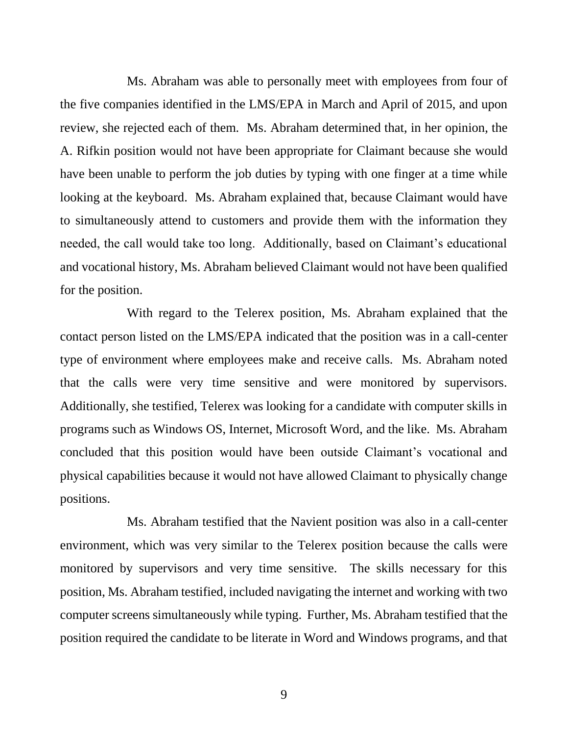Ms. Abraham was able to personally meet with employees from four of the five companies identified in the LMS/EPA in March and April of 2015, and upon review, she rejected each of them. Ms. Abraham determined that, in her opinion, the A. Rifkin position would not have been appropriate for Claimant because she would have been unable to perform the job duties by typing with one finger at a time while looking at the keyboard. Ms. Abraham explained that, because Claimant would have to simultaneously attend to customers and provide them with the information they needed, the call would take too long. Additionally, based on Claimant's educational and vocational history, Ms. Abraham believed Claimant would not have been qualified for the position.

With regard to the Telerex position, Ms. Abraham explained that the contact person listed on the LMS/EPA indicated that the position was in a call-center type of environment where employees make and receive calls. Ms. Abraham noted that the calls were very time sensitive and were monitored by supervisors. Additionally, she testified, Telerex was looking for a candidate with computer skills in programs such as Windows OS, Internet, Microsoft Word, and the like. Ms. Abraham concluded that this position would have been outside Claimant's vocational and physical capabilities because it would not have allowed Claimant to physically change positions.

Ms. Abraham testified that the Navient position was also in a call-center environment, which was very similar to the Telerex position because the calls were monitored by supervisors and very time sensitive. The skills necessary for this position, Ms. Abraham testified, included navigating the internet and working with two computer screens simultaneously while typing. Further, Ms. Abraham testified that the position required the candidate to be literate in Word and Windows programs, and that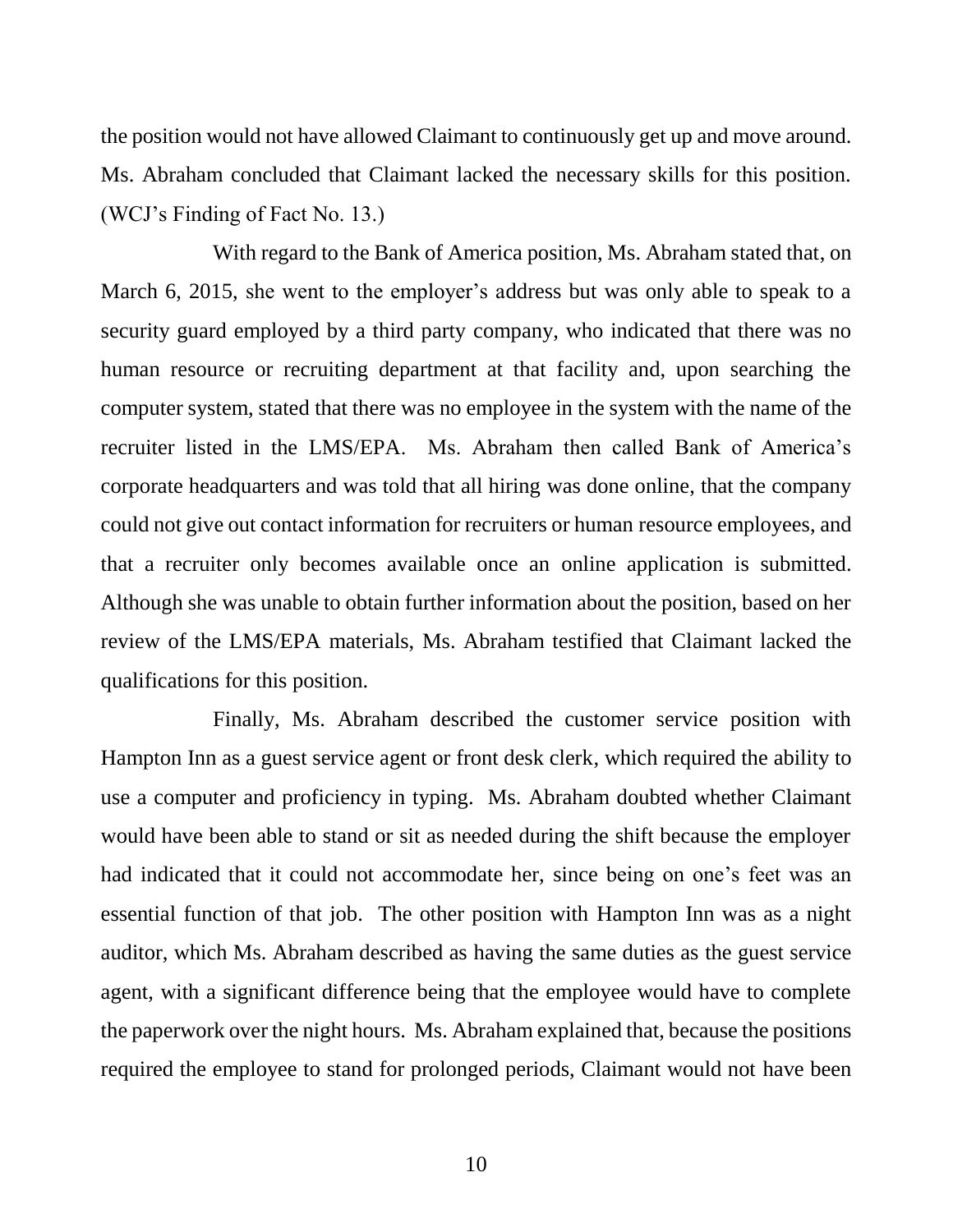the position would not have allowed Claimant to continuously get up and move around. Ms. Abraham concluded that Claimant lacked the necessary skills for this position. (WCJ's Finding of Fact No. 13.)

With regard to the Bank of America position, Ms. Abraham stated that, on March 6, 2015, she went to the employer's address but was only able to speak to a security guard employed by a third party company, who indicated that there was no human resource or recruiting department at that facility and, upon searching the computer system, stated that there was no employee in the system with the name of the recruiter listed in the LMS/EPA. Ms. Abraham then called Bank of America's corporate headquarters and was told that all hiring was done online, that the company could not give out contact information for recruiters or human resource employees, and that a recruiter only becomes available once an online application is submitted. Although she was unable to obtain further information about the position, based on her review of the LMS/EPA materials, Ms. Abraham testified that Claimant lacked the qualifications for this position.

Finally, Ms. Abraham described the customer service position with Hampton Inn as a guest service agent or front desk clerk, which required the ability to use a computer and proficiency in typing. Ms. Abraham doubted whether Claimant would have been able to stand or sit as needed during the shift because the employer had indicated that it could not accommodate her, since being on one's feet was an essential function of that job. The other position with Hampton Inn was as a night auditor, which Ms. Abraham described as having the same duties as the guest service agent, with a significant difference being that the employee would have to complete the paperwork over the night hours. Ms. Abraham explained that, because the positions required the employee to stand for prolonged periods, Claimant would not have been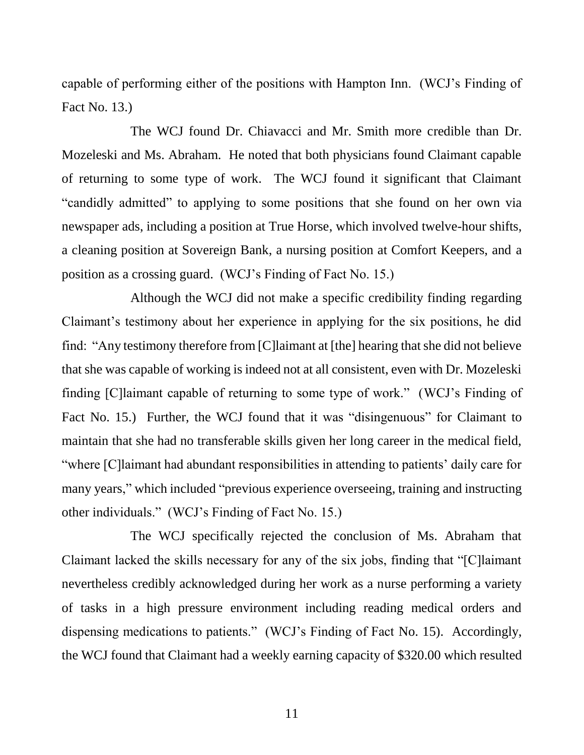capable of performing either of the positions with Hampton Inn. (WCJ's Finding of Fact No. 13.)

The WCJ found Dr. Chiavacci and Mr. Smith more credible than Dr. Mozeleski and Ms. Abraham. He noted that both physicians found Claimant capable of returning to some type of work. The WCJ found it significant that Claimant "candidly admitted" to applying to some positions that she found on her own via newspaper ads, including a position at True Horse, which involved twelve-hour shifts, a cleaning position at Sovereign Bank, a nursing position at Comfort Keepers, and a position as a crossing guard. (WCJ's Finding of Fact No. 15.)

Although the WCJ did not make a specific credibility finding regarding Claimant's testimony about her experience in applying for the six positions, he did find: "Any testimony therefore from [C]laimant at [the] hearing that she did not believe that she was capable of working is indeed not at all consistent, even with Dr. Mozeleski finding [C]laimant capable of returning to some type of work." (WCJ's Finding of Fact No. 15.) Further, the WCJ found that it was "disingenuous" for Claimant to maintain that she had no transferable skills given her long career in the medical field, "where [C]laimant had abundant responsibilities in attending to patients' daily care for many years," which included "previous experience overseeing, training and instructing other individuals." (WCJ's Finding of Fact No. 15.)

The WCJ specifically rejected the conclusion of Ms. Abraham that Claimant lacked the skills necessary for any of the six jobs, finding that "[C]laimant nevertheless credibly acknowledged during her work as a nurse performing a variety of tasks in a high pressure environment including reading medical orders and dispensing medications to patients." (WCJ's Finding of Fact No. 15). Accordingly, the WCJ found that Claimant had a weekly earning capacity of $320.00 which resulted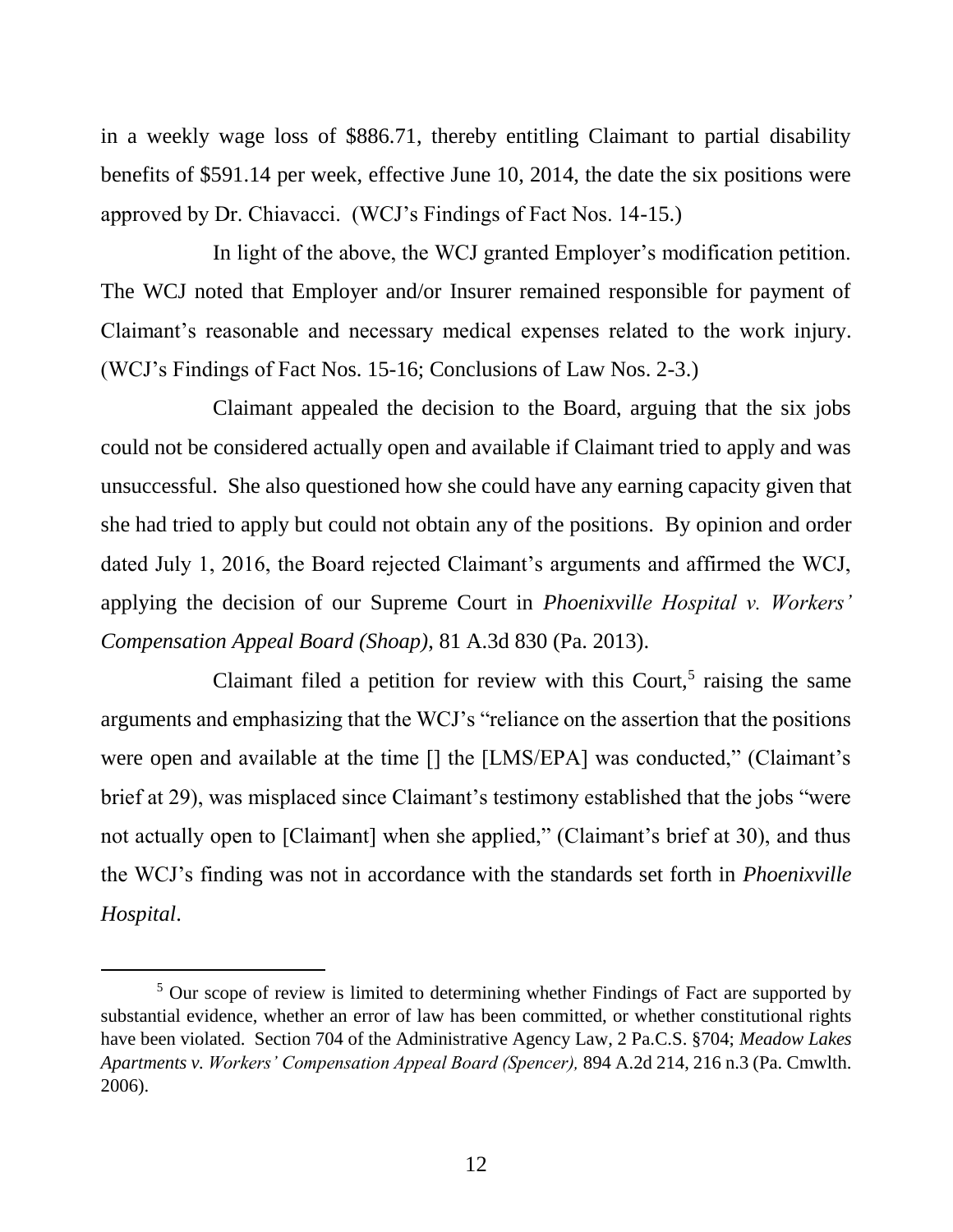in a weekly wage loss of $886.71, thereby entitling Claimant to partial disability benefits of $591.14 per week, effective June 10, 2014, the date the six positions were approved by Dr. Chiavacci. (WCJ's Findings of Fact Nos. 14-15.)

In light of the above, the WCJ granted Employer's modification petition. The WCJ noted that Employer and/or Insurer remained responsible for payment of Claimant's reasonable and necessary medical expenses related to the work injury. (WCJ's Findings of Fact Nos. 15-16; Conclusions of Law Nos. 2-3.)

Claimant appealed the decision to the Board, arguing that the six jobs could not be considered actually open and available if Claimant tried to apply and was unsuccessful. She also questioned how she could have any earning capacity given that she had tried to apply but could not obtain any of the positions. By opinion and order dated July 1, 2016, the Board rejected Claimant's arguments and affirmed the WCJ, applying the decision of our Supreme Court in *Phoenixville Hospital v. Workers' Compensation Appeal Board (Shoap),* 81 A.3d 830 (Pa. 2013).

Claimant filed a petition for review with this Court,[5] raising the same arguments and emphasizing that the WCJ's "reliance on the assertion that the positions were open and available at the time [] the [LMS/EPA] was conducted," (Claimant's brief at 29), was misplaced since Claimant's testimony established that the jobs "were not actually open to [Claimant] when she applied," (Claimant's brief at 30), and thus the WCJ's finding was not in accordance with the standards set forth in *Phoenixville Hospital*.

---

[5] Our scope of review is limited to determining whether Findings of Fact are supported by substantial evidence, whether an error of law has been committed, or whether constitutional rights have been violated. Section 704 of the Administrative Agency Law, 2 Pa.C.S. §704; *Meadow Lakes Apartments v. Workers' Compensation Appeal Board (Spencer),* 894 A.2d 214, 216 n.3 (Pa. Cmwlth. 2006).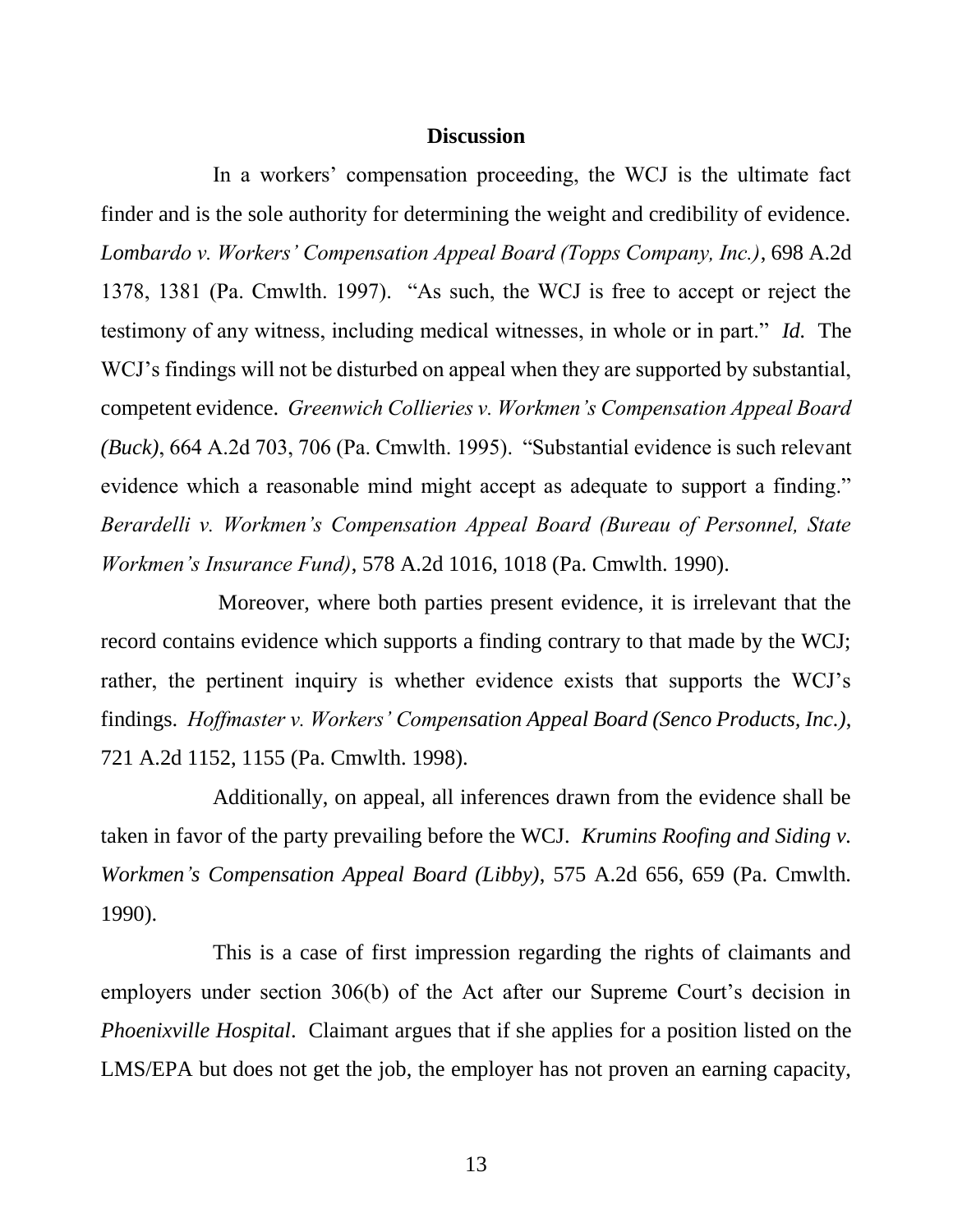## Discussion

In a workers' compensation proceeding, the WCJ is the ultimate fact finder and is the sole authority for determining the weight and credibility of evidence. *Lombardo v. Workers' Compensation Appeal Board (Topps Company, Inc.)*, 698 A.2d 1378, 1381 (Pa. Cmwlth. 1997). "As such, the WCJ is free to accept or reject the testimony of any witness, including medical witnesses, in whole or in part." *Id.* The WCJ's findings will not be disturbed on appeal when they are supported by substantial, competent evidence. *Greenwich Collieries v. Workmen's Compensation Appeal Board (Buck)*, 664 A.2d 703, 706 (Pa. Cmwlth. 1995). "Substantial evidence is such relevant evidence which a reasonable mind might accept as adequate to support a finding." *Berardelli v. Workmen's Compensation Appeal Board (Bureau of Personnel, State Workmen's Insurance Fund)*, 578 A.2d 1016, 1018 (Pa. Cmwlth. 1990).

Moreover, where both parties present evidence, it is irrelevant that the record contains evidence which supports a finding contrary to that made by the WCJ; rather, the pertinent inquiry is whether evidence exists that supports the WCJ's findings. *Hoffmaster v. Workers' Compensation Appeal Board (Senco Products, Inc.)*, 721 A.2d 1152, 1155 (Pa. Cmwlth. 1998).

Additionally, on appeal, all inferences drawn from the evidence shall be taken in favor of the party prevailing before the WCJ. *Krumins Roofing and Siding v. Workmen's Compensation Appeal Board (Libby)*, 575 A.2d 656, 659 (Pa. Cmwlth. 1990).

This is a case of first impression regarding the rights of claimants and employers under section 306(b) of the Act after our Supreme Court's decision in *Phoenixville Hospital*. Claimant argues that if she applies for a position listed on the LMS/EPA but does not get the job, the employer has not proven an earning capacity,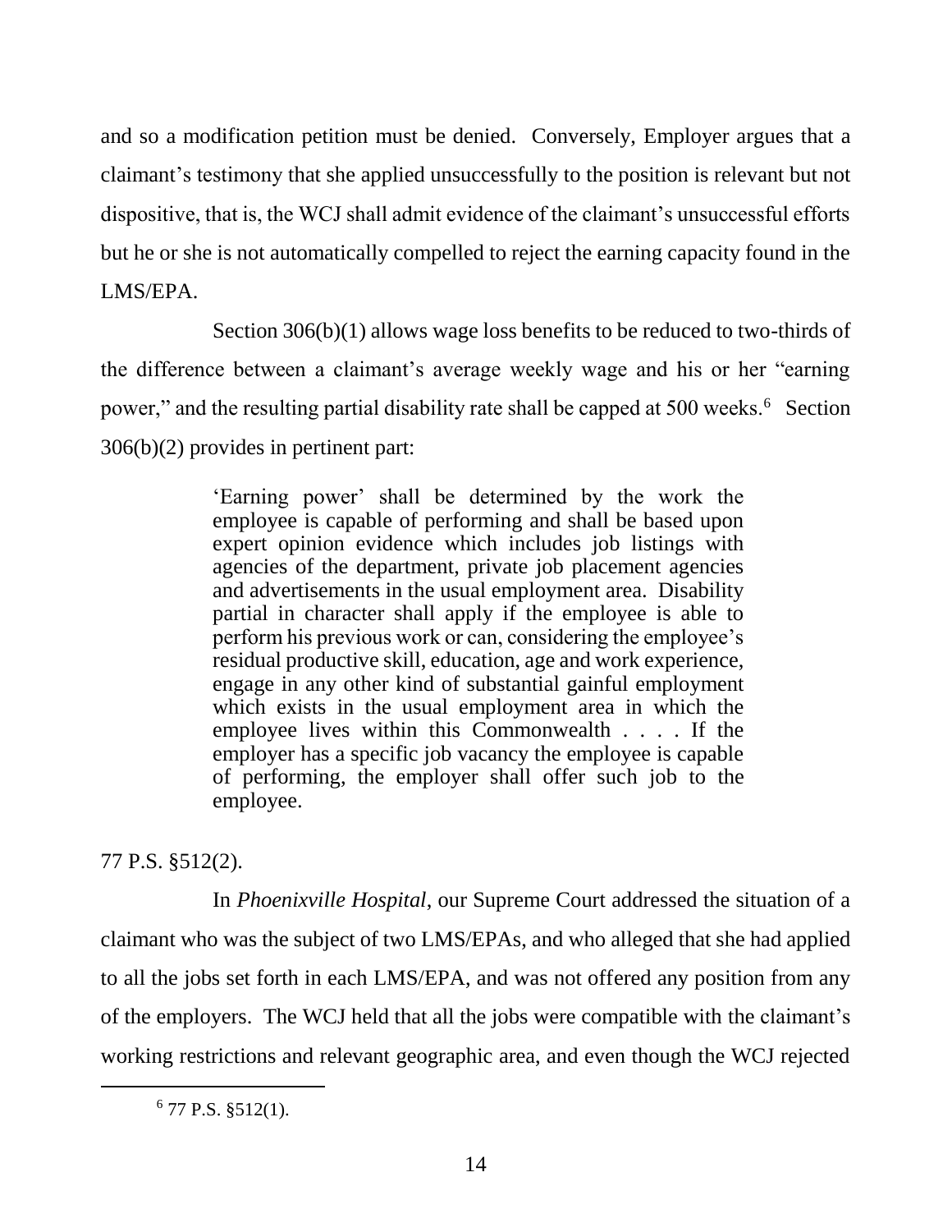and so a modification petition must be denied. Conversely, Employer argues that a claimant's testimony that she applied unsuccessfully to the position is relevant but not dispositive, that is, the WCJ shall admit evidence of the claimant's unsuccessful efforts but he or she is not automatically compelled to reject the earning capacity found in the LMS/EPA.

Section 306(b)(1) allows wage loss benefits to be reduced to two-thirds of the difference between a claimant's average weekly wage and his or her "earning power," and the resulting partial disability rate shall be capped at 500 weeks.[6] Section 306(b)(2) provides in pertinent part:

> 'Earning power' shall be determined by the work the employee is capable of performing and shall be based upon expert opinion evidence which includes job listings with agencies of the department, private job placement agencies and advertisements in the usual employment area. Disability partial in character shall apply if the employee is able to perform his previous work or can, considering the employee's residual productive skill, education, age and work experience, engage in any other kind of substantial gainful employment which exists in the usual employment area in which the employee lives within this Commonwealth . . . . If the employer has a specific job vacancy the employee is capable of performing, the employer shall offer such job to the employee.

77 P.S. §512(2).

In *Phoenixville Hospital*, our Supreme Court addressed the situation of a claimant who was the subject of two LMS/EPAs, and who alleged that she had applied to all the jobs set forth in each LMS/EPA, and was not offered any position from any of the employers. The WCJ held that all the jobs were compatible with the claimant's working restrictions and relevant geographic area, and even though the WCJ rejected

[6] 77 P.S. §512(1).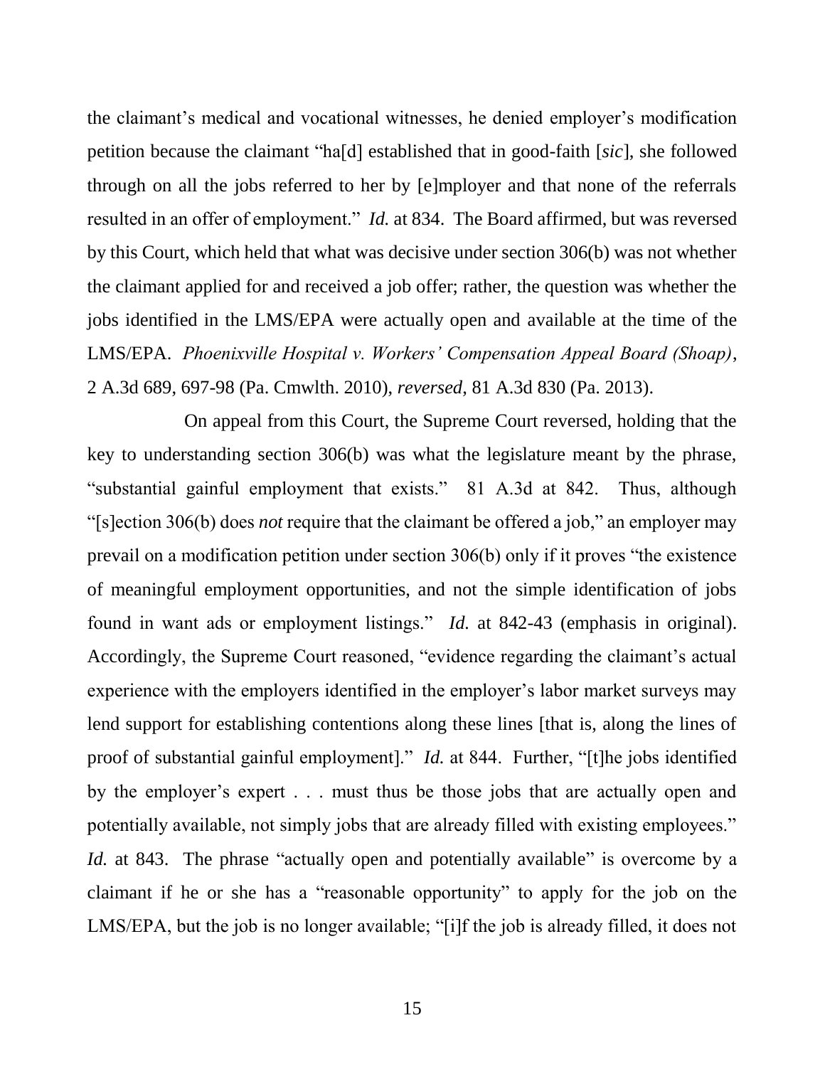the claimant's medical and vocational witnesses, he denied employer's modification petition because the claimant "ha[d] established that in good-faith [*sic*], she followed through on all the jobs referred to her by [e]mployer and that none of the referrals resulted in an offer of employment." *Id.* at 834. The Board affirmed, but was reversed by this Court, which held that what was decisive under section 306(b) was not whether the claimant applied for and received a job offer; rather, the question was whether the jobs identified in the LMS/EPA were actually open and available at the time of the LMS/EPA. *Phoenixville Hospital v. Workers' Compensation Appeal Board (Shoap)*, 2 A.3d 689, 697-98 (Pa. Cmwlth. 2010), *reversed*, 81 A.3d 830 (Pa. 2013).

On appeal from this Court, the Supreme Court reversed, holding that the key to understanding section 306(b) was what the legislature meant by the phrase, "substantial gainful employment that exists." 81 A.3d at 842. Thus, although "[s]ection 306(b) does *not* require that the claimant be offered a job," an employer may prevail on a modification petition under section 306(b) only if it proves "the existence of meaningful employment opportunities, and not the simple identification of jobs found in want ads or employment listings." *Id.* at 842-43 (emphasis in original). Accordingly, the Supreme Court reasoned, "evidence regarding the claimant's actual experience with the employers identified in the employer's labor market surveys may lend support for establishing contentions along these lines [that is, along the lines of proof of substantial gainful employment]." *Id.* at 844. Further, "[t]he jobs identified by the employer's expert . . . must thus be those jobs that are actually open and potentially available, not simply jobs that are already filled with existing employees." *Id.* at 843. The phrase "actually open and potentially available" is overcome by a claimant if he or she has a "reasonable opportunity" to apply for the job on the LMS/EPA, but the job is no longer available; "[i]f the job is already filled, it does not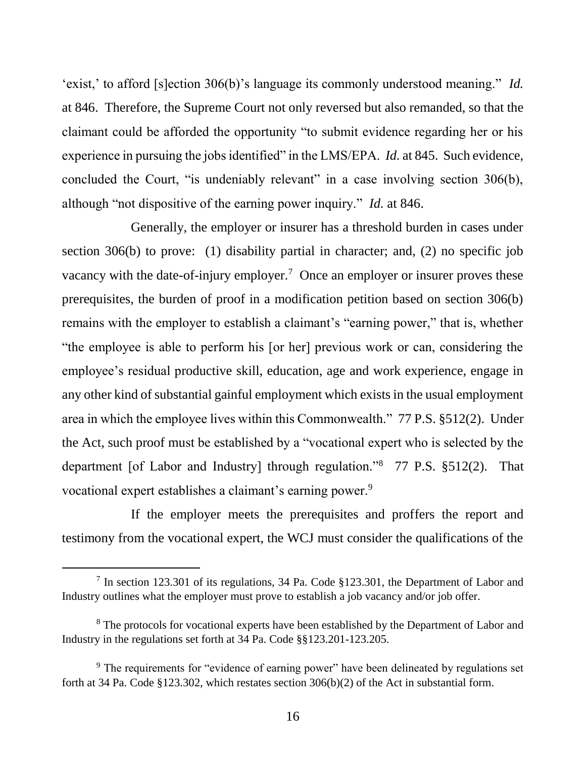'exist,' to afford [s]ection 306(b)'s language its commonly understood meaning." *Id.* at 846. Therefore, the Supreme Court not only reversed but also remanded, so that the claimant could be afforded the opportunity "to submit evidence regarding her or his experience in pursuing the jobs identified" in the LMS/EPA. *Id.* at 845. Such evidence, concluded the Court, "is undeniably relevant" in a case involving section 306(b), although "not dispositive of the earning power inquiry." *Id.* at 846.

Generally, the employer or insurer has a threshold burden in cases under section 306(b) to prove: (1) disability partial in character; and, (2) no specific job vacancy with the date-of-injury employer.[7] Once an employer or insurer proves these prerequisites, the burden of proof in a modification petition based on section 306(b) remains with the employer to establish a claimant's "earning power," that is, whether "the employee is able to perform his [or her] previous work or can, considering the employee's residual productive skill, education, age and work experience, engage in any other kind of substantial gainful employment which exists in the usual employment area in which the employee lives within this Commonwealth." 77 P.S. §512(2). Under the Act, such proof must be established by a "vocational expert who is selected by the department [of Labor and Industry] through regulation."[8] 77 P.S. §512(2). That vocational expert establishes a claimant's earning power.[9]

If the employer meets the prerequisites and proffers the report and testimony from the vocational expert, the WCJ must consider the qualifications of the

[7] In section 123.301 of its regulations, 34 Pa. Code §123.301, the Department of Labor and Industry outlines what the employer must prove to establish a job vacancy and/or job offer.

[8] The protocols for vocational experts have been established by the Department of Labor and Industry in the regulations set forth at 34 Pa. Code §§123.201-123.205.

[9] The requirements for "evidence of earning power" have been delineated by regulations set forth at 34 Pa. Code §123.302, which restates section 306(b)(2) of the Act in substantial form.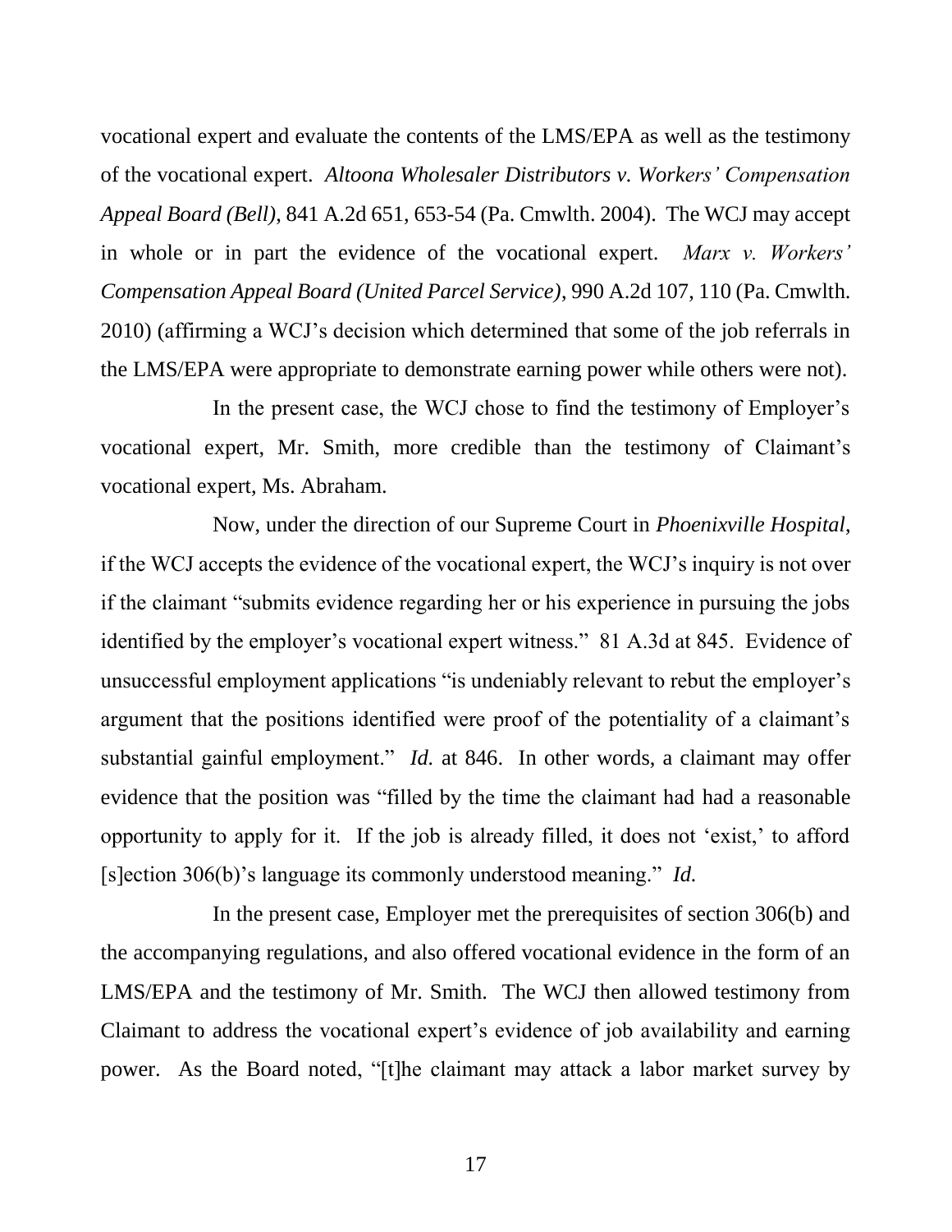vocational expert and evaluate the contents of the LMS/EPA as well as the testimony of the vocational expert. *Altoona Wholesaler Distributors v. Workers' Compensation Appeal Board (Bell)*, 841 A.2d 651, 653-54 (Pa. Cmwlth. 2004). The WCJ may accept in whole or in part the evidence of the vocational expert. *Marx v. Workers' Compensation Appeal Board (United Parcel Service)*, 990 A.2d 107, 110 (Pa. Cmwlth. 2010) (affirming a WCJ's decision which determined that some of the job referrals in the LMS/EPA were appropriate to demonstrate earning power while others were not).

In the present case, the WCJ chose to find the testimony of Employer's vocational expert, Mr. Smith, more credible than the testimony of Claimant's vocational expert, Ms. Abraham.

Now, under the direction of our Supreme Court in *Phoenixville Hospital*, if the WCJ accepts the evidence of the vocational expert, the WCJ's inquiry is not over if the claimant "submits evidence regarding her or his experience in pursuing the jobs identified by the employer's vocational expert witness." 81 A.3d at 845. Evidence of unsuccessful employment applications "is undeniably relevant to rebut the employer's argument that the positions identified were proof of the potentiality of a claimant's substantial gainful employment." *Id.* at 846. In other words, a claimant may offer evidence that the position was "filled by the time the claimant had had a reasonable opportunity to apply for it. If the job is already filled, it does not 'exist,' to afford [s]ection 306(b)'s language its commonly understood meaning." *Id.*

In the present case, Employer met the prerequisites of section 306(b) and the accompanying regulations, and also offered vocational evidence in the form of an LMS/EPA and the testimony of Mr. Smith. The WCJ then allowed testimony from Claimant to address the vocational expert's evidence of job availability and earning power. As the Board noted, "[t]he claimant may attack a labor market survey by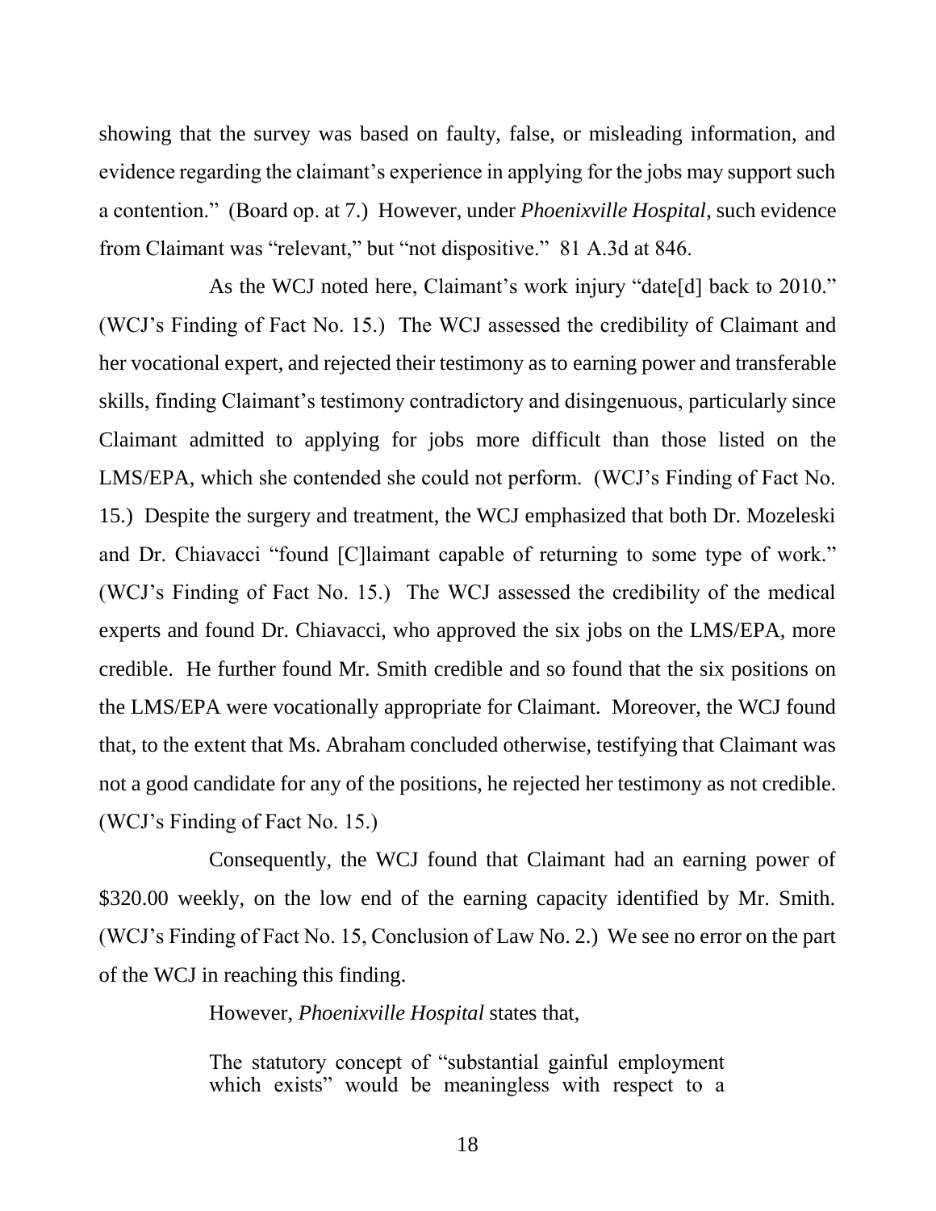showing that the survey was based on faulty, false, or misleading information, and evidence regarding the claimant's experience in applying for the jobs may support such a contention." (Board op. at 7.) However, under *Phoenixville Hospital*, such evidence from Claimant was "relevant," but "not dispositive." 81 A.3d at 846.

As the WCJ noted here, Claimant's work injury "date[d] back to 2010." (WCJ's Finding of Fact No. 15.) The WCJ assessed the credibility of Claimant and her vocational expert, and rejected their testimony as to earning power and transferable skills, finding Claimant's testimony contradictory and disingenuous, particularly since Claimant admitted to applying for jobs more difficult than those listed on the LMS/EPA, which she contended she could not perform. (WCJ's Finding of Fact No. 15.) Despite the surgery and treatment, the WCJ emphasized that both Dr. Mozeleski and Dr. Chiavacci "found [C]laimant capable of returning to some type of work." (WCJ's Finding of Fact No. 15.) The WCJ assessed the credibility of the medical experts and found Dr. Chiavacci, who approved the six jobs on the LMS/EPA, more credible. He further found Mr. Smith credible and so found that the six positions on the LMS/EPA were vocationally appropriate for Claimant. Moreover, the WCJ found that, to the extent that Ms. Abraham concluded otherwise, testifying that Claimant was not a good candidate for any of the positions, he rejected her testimony as not credible. (WCJ's Finding of Fact No. 15.)

Consequently, the WCJ found that Claimant had an earning power of \$320.00 weekly, on the low end of the earning capacity identified by Mr. Smith. (WCJ's Finding of Fact No. 15, Conclusion of Law No. 2.) We see no error on the part of the WCJ in reaching this finding.

However, *Phoenixville Hospital* states that,

> The statutory concept of "substantial gainful employment which exists" would be meaningless with respect to a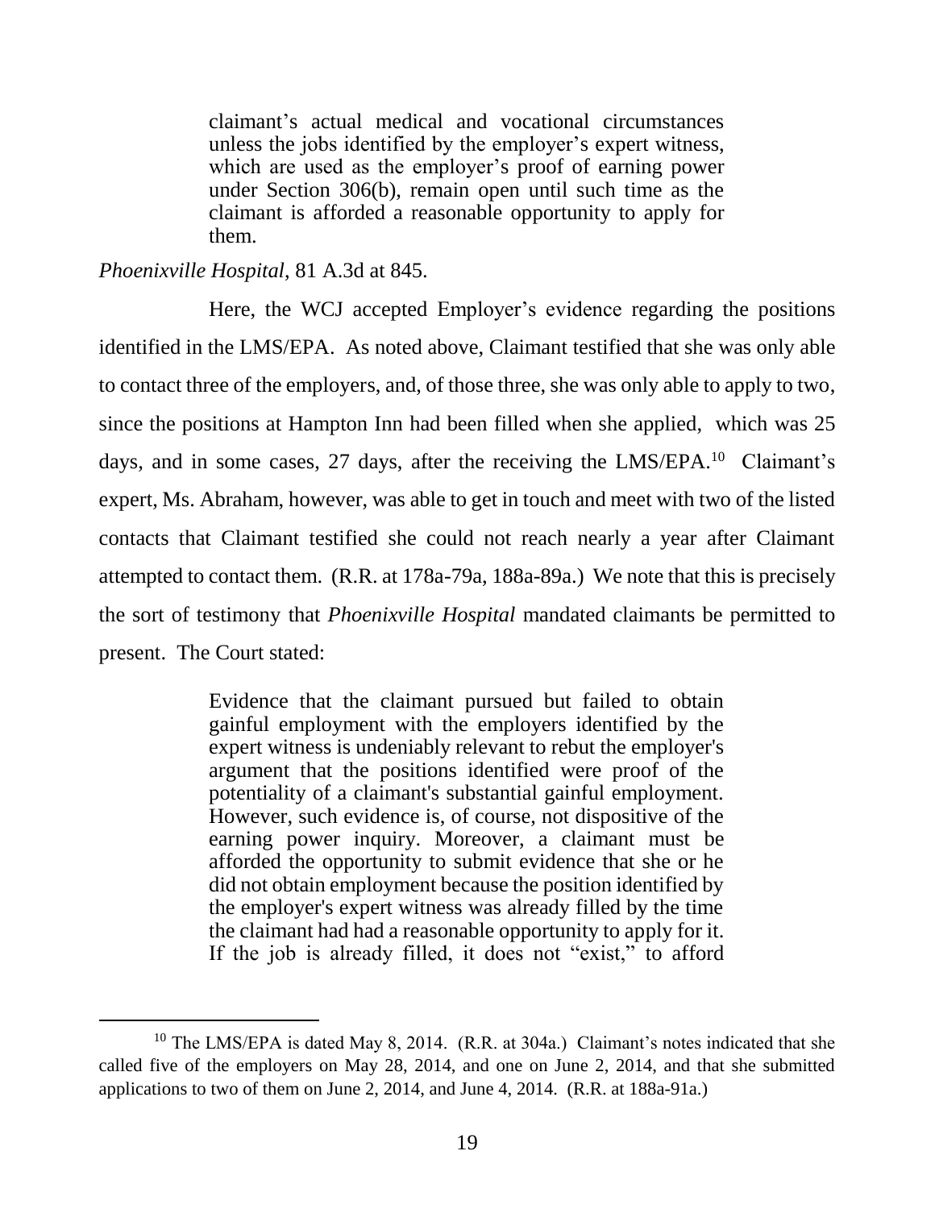> claimant's actual medical and vocational circumstances unless the jobs identified by the employer's expert witness, which are used as the employer's proof of earning power under Section 306(b), remain open until such time as the claimant is afforded a reasonable opportunity to apply for them.

*Phoenixville Hospital*, 81 A.3d at 845.

Here, the WCJ accepted Employer's evidence regarding the positions identified in the LMS/EPA. As noted above, Claimant testified that she was only able to contact three of the employers, and, of those three, she was only able to apply to two, since the positions at Hampton Inn had been filled when she applied, which was 25 days, and in some cases, 27 days, after the receiving the LMS/EPA.[10] Claimant's expert, Ms. Abraham, however, was able to get in touch and meet with two of the listed contacts that Claimant testified she could not reach nearly a year after Claimant attempted to contact them. (R.R. at 178a-79a, 188a-89a.) We note that this is precisely the sort of testimony that *Phoenixville Hospital* mandated claimants be permitted to present. The Court stated:

> Evidence that the claimant pursued but failed to obtain gainful employment with the employers identified by the expert witness is undeniably relevant to rebut the employer's argument that the positions identified were proof of the potentiality of a claimant's substantial gainful employment. However, such evidence is, of course, not dispositive of the earning power inquiry. Moreover, a claimant must be afforded the opportunity to submit evidence that she or he did not obtain employment because the position identified by the employer's expert witness was already filled by the time the claimant had had a reasonable opportunity to apply for it. If the job is already filled, it does not "exist," to afford

[10] The LMS/EPA is dated May 8, 2014. (R.R. at 304a.) Claimant's notes indicated that she called five of the employers on May 28, 2014, and one on June 2, 2014, and that she submitted applications to two of them on June 2, 2014, and June 4, 2014. (R.R. at 188a-91a.)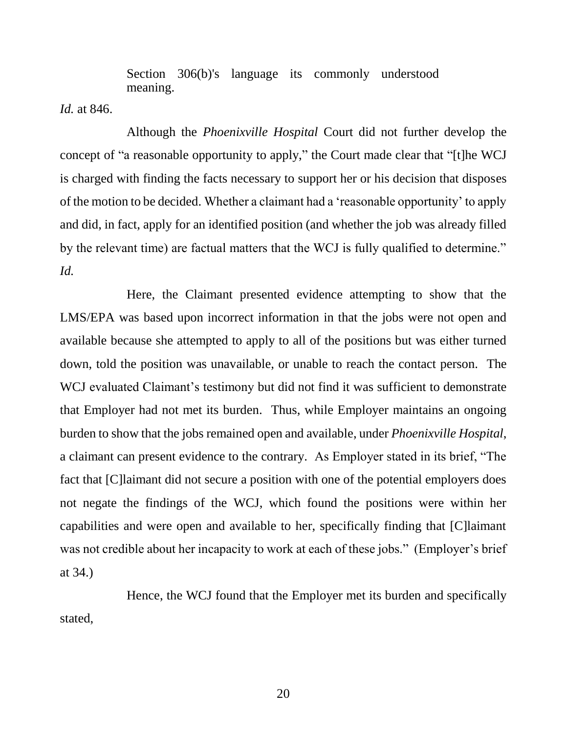> Section 306(b)'s language its commonly understood meaning.

*Id.* at 846.

Although the *Phoenixville Hospital* Court did not further develop the concept of "a reasonable opportunity to apply," the Court made clear that "[t]he WCJ is charged with finding the facts necessary to support her or his decision that disposes of the motion to be decided. Whether a claimant had a 'reasonable opportunity' to apply and did, in fact, apply for an identified position (and whether the job was already filled by the relevant time) are factual matters that the WCJ is fully qualified to determine." *Id.*

Here, the Claimant presented evidence attempting to show that the LMS/EPA was based upon incorrect information in that the jobs were not open and available because she attempted to apply to all of the positions but was either turned down, told the position was unavailable, or unable to reach the contact person. The WCJ evaluated Claimant's testimony but did not find it was sufficient to demonstrate that Employer had not met its burden. Thus, while Employer maintains an ongoing burden to show that the jobs remained open and available, under *Phoenixville Hospital*, a claimant can present evidence to the contrary. As Employer stated in its brief, "The fact that [C]laimant did not secure a position with one of the potential employers does not negate the findings of the WCJ, which found the positions were within her capabilities and were open and available to her, specifically finding that [C]laimant was not credible about her incapacity to work at each of these jobs." (Employer's brief at 34.)

Hence, the WCJ found that the Employer met its burden and specifically stated,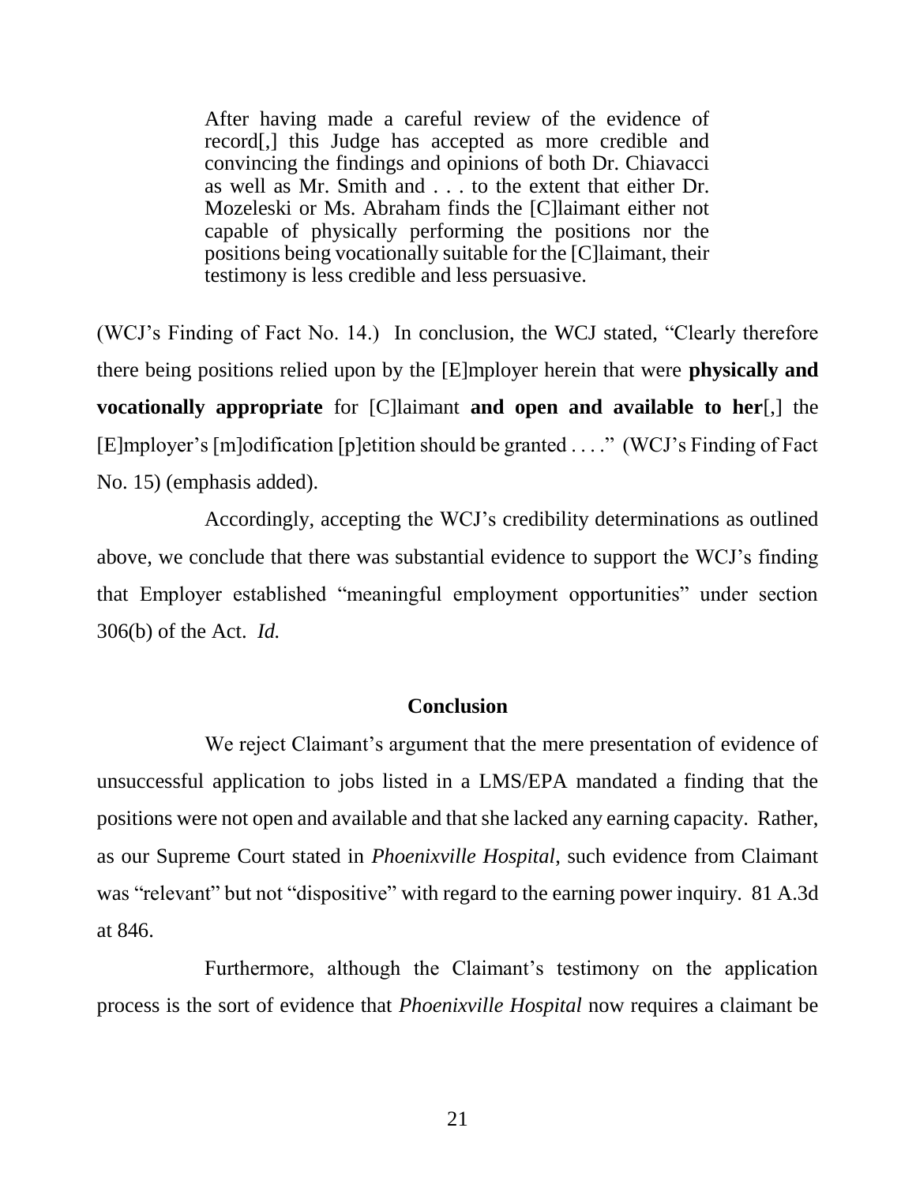> After having made a careful review of the evidence of record[,] this Judge has accepted as more credible and convincing the findings and opinions of both Dr. Chiavacci as well as Mr. Smith and . . . to the extent that either Dr. Mozeleski or Ms. Abraham finds the [C]laimant either not capable of physically performing the positions nor the positions being vocationally suitable for the [C]laimant, their testimony is less credible and less persuasive.

(WCJ's Finding of Fact No. 14.) In conclusion, the WCJ stated, "Clearly therefore there being positions relied upon by the [E]mployer herein that were **physically and vocationally appropriate** for [C]laimant **and open and available to her**[,] the [E]mployer's [m]odification [p]etition should be granted . . . ." (WCJ's Finding of Fact No. 15) (emphasis added).

Accordingly, accepting the WCJ's credibility determinations as outlined above, we conclude that there was substantial evidence to support the WCJ's finding that Employer established "meaningful employment opportunities" under section 306(b) of the Act. *Id.*

**Conclusion**

We reject Claimant's argument that the mere presentation of evidence of unsuccessful application to jobs listed in a LMS/EPA mandated a finding that the positions were not open and available and that she lacked any earning capacity. Rather, as our Supreme Court stated in *Phoenixville Hospital*, such evidence from Claimant was "relevant" but not "dispositive" with regard to the earning power inquiry. 81 A.3d at 846.

Furthermore, although the Claimant's testimony on the application process is the sort of evidence that *Phoenixville Hospital* now requires a claimant be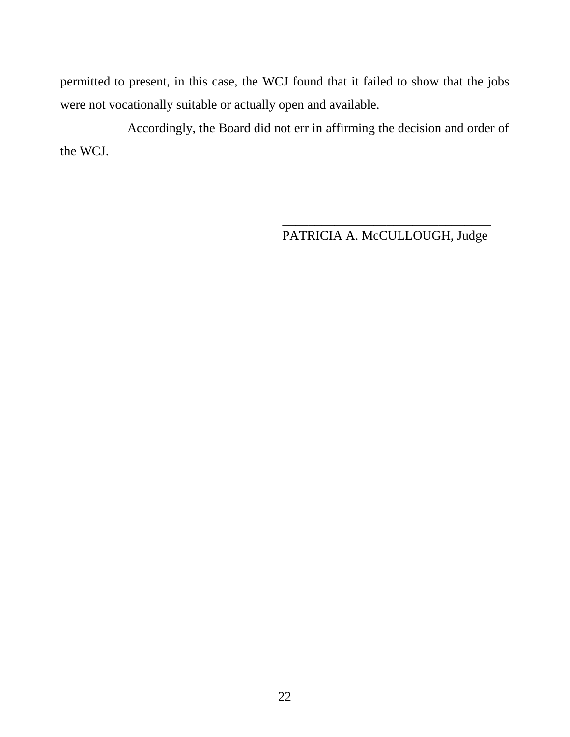permitted to present, in this case, the WCJ found that it failed to show that the jobs were not vocationally suitable or actually open and available.

Accordingly, the Board did not err in affirming the decision and order of the WCJ.

\_\_\_\_\_\_\_\_\_\_\_\_\_\_\_\_\_\_\_\_\_\_\_\_\_\_\_\_\_\_\_\_\_\_

PATRICIA A. McCULLOUGH, Judge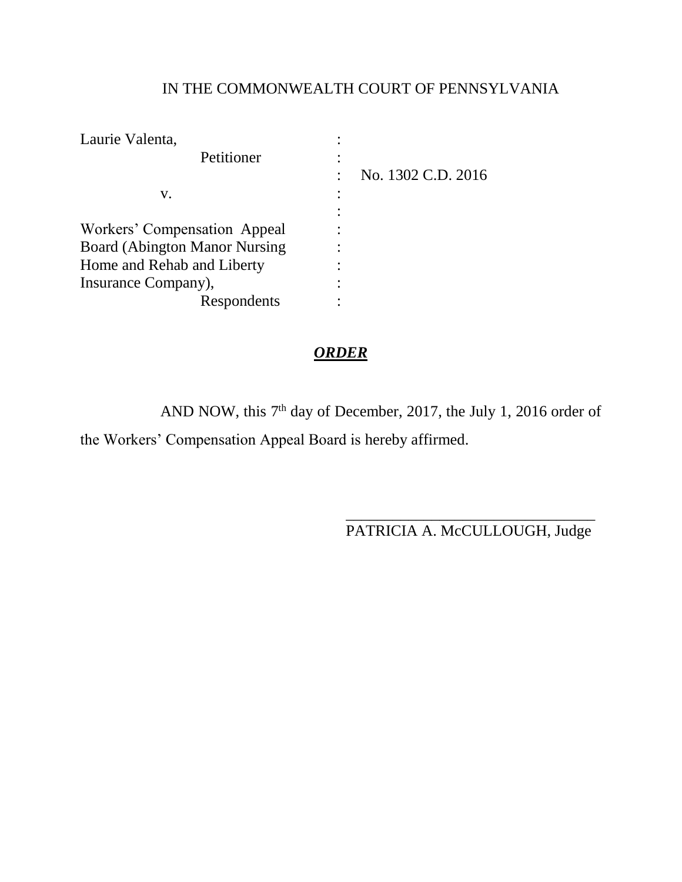IN THE COMMONWEALTH COURT OF PENNSYLVANIA

| | | |
|---|---|---|
| Laurie Valenta, | : | |
| Petitioner | : | |
| | : | No. 1302 C.D. 2016 |
| v. | : | |
| | : | |
| Workers' Compensation Appeal | : | |
| Board (Abington Manor Nursing | : | |
| Home and Rehab and Liberty | : | |
| Insurance Company), | : | |
| Respondents | : | |

***ORDER***

AND NOW, this 7th day of December, 2017, the July 1, 2016 order of the Workers' Compensation Appeal Board is hereby affirmed.

___________________________________
PATRICIA A. McCULLOUGH, Judge